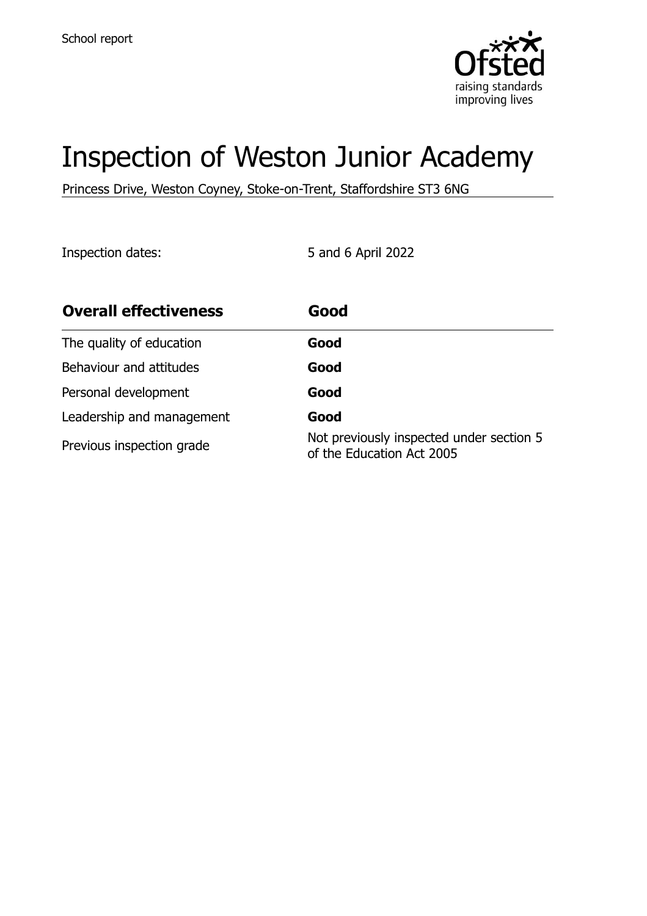School report

# Inspection of Weston Junior Academy

Princess Drive, Weston Coyney, Stoke-on-Trent, Staffordshire ST3 6NG

Inspection dates: 5 and 6 April 2022

| **Overall effectiveness** | **Good** |
| --- | --- |
| The quality of education | **Good** |
| Behaviour and attitudes | **Good** |
| Personal development | **Good** |
| Leadership and management | **Good** |
| Previous inspection grade | Not previously inspected under section 5 of the Education Act 2005 |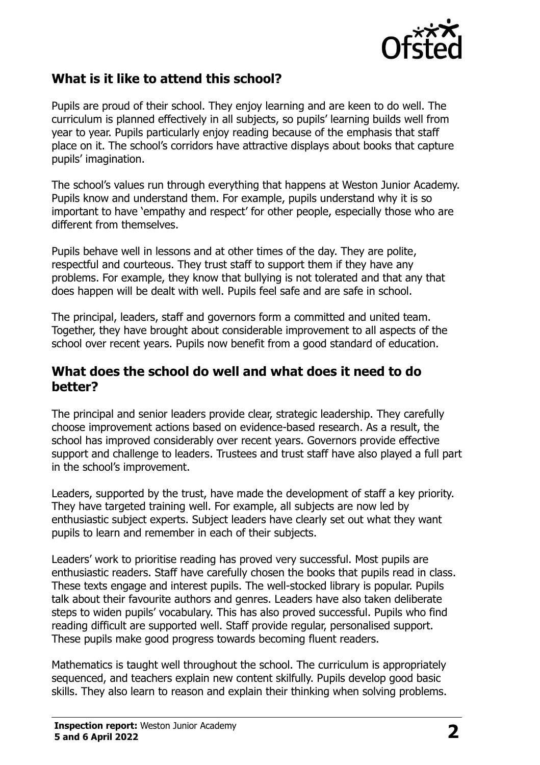## What is it like to attend this school?

Pupils are proud of their school. They enjoy learning and are keen to do well. The curriculum is planned effectively in all subjects, so pupils' learning builds well from year to year. Pupils particularly enjoy reading because of the emphasis that staff place on it. The school's corridors have attractive displays about books that capture pupils' imagination.

The school's values run through everything that happens at Weston Junior Academy. Pupils know and understand them. For example, pupils understand why it is so important to have 'empathy and respect' for other people, especially those who are different from themselves.

Pupils behave well in lessons and at other times of the day. They are polite, respectful and courteous. They trust staff to support them if they have any problems. For example, they know that bullying is not tolerated and that any that does happen will be dealt with well. Pupils feel safe and are safe in school.

The principal, leaders, staff and governors form a committed and united team. Together, they have brought about considerable improvement to all aspects of the school over recent years. Pupils now benefit from a good standard of education.

## What does the school do well and what does it need to do better?

The principal and senior leaders provide clear, strategic leadership. They carefully choose improvement actions based on evidence-based research. As a result, the school has improved considerably over recent years. Governors provide effective support and challenge to leaders. Trustees and trust staff have also played a full part in the school's improvement.

Leaders, supported by the trust, have made the development of staff a key priority. They have targeted training well. For example, all subjects are now led by enthusiastic subject experts. Subject leaders have clearly set out what they want pupils to learn and remember in each of their subjects.

Leaders' work to prioritise reading has proved very successful. Most pupils are enthusiastic readers. Staff have carefully chosen the books that pupils read in class. These texts engage and interest pupils. The well-stocked library is popular. Pupils talk about their favourite authors and genres. Leaders have also taken deliberate steps to widen pupils' vocabulary. This has also proved successful. Pupils who find reading difficult are supported well. Staff provide regular, personalised support. These pupils make good progress towards becoming fluent readers.

Mathematics is taught well throughout the school. The curriculum is appropriately sequenced, and teachers explain new content skilfully. Pupils develop good basic skills. They also learn to reason and explain their thinking when solving problems.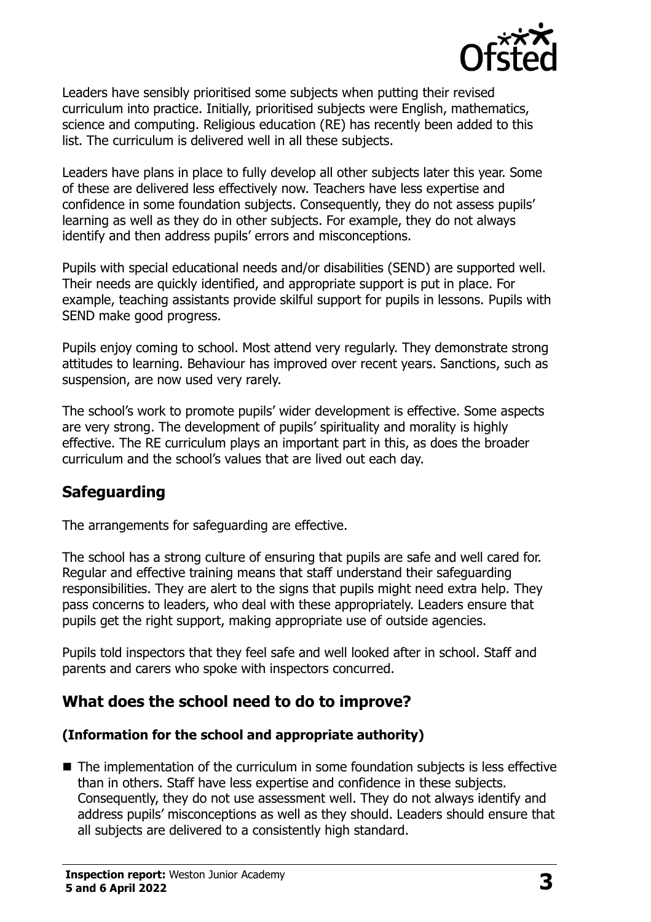Leaders have sensibly prioritised some subjects when putting their revised curriculum into practice. Initially, prioritised subjects were English, mathematics, science and computing. Religious education (RE) has recently been added to this list. The curriculum is delivered well in all these subjects.

Leaders have plans in place to fully develop all other subjects later this year. Some of these are delivered less effectively now. Teachers have less expertise and confidence in some foundation subjects. Consequently, they do not assess pupils' learning as well as they do in other subjects. For example, they do not always identify and then address pupils' errors and misconceptions.

Pupils with special educational needs and/or disabilities (SEND) are supported well. Their needs are quickly identified, and appropriate support is put in place. For example, teaching assistants provide skilful support for pupils in lessons. Pupils with SEND make good progress.

Pupils enjoy coming to school. Most attend very regularly. They demonstrate strong attitudes to learning. Behaviour has improved over recent years. Sanctions, such as suspension, are now used very rarely.

The school's work to promote pupils' wider development is effective. Some aspects are very strong. The development of pupils' spirituality and morality is highly effective. The RE curriculum plays an important part in this, as does the broader curriculum and the school's values that are lived out each day.

## Safeguarding

The arrangements for safeguarding are effective.

The school has a strong culture of ensuring that pupils are safe and well cared for. Regular and effective training means that staff understand their safeguarding responsibilities. They are alert to the signs that pupils might need extra help. They pass concerns to leaders, who deal with these appropriately. Leaders ensure that pupils get the right support, making appropriate use of outside agencies.

Pupils told inspectors that they feel safe and well looked after in school. Staff and parents and carers who spoke with inspectors concurred.

## What does the school need to do to improve?

**(Information for the school and appropriate authority)**

- The implementation of the curriculum in some foundation subjects is less effective than in others. Staff have less expertise and confidence in these subjects. Consequently, they do not use assessment well. They do not always identify and address pupils' misconceptions as well as they should. Leaders should ensure that all subjects are delivered to a consistently high standard.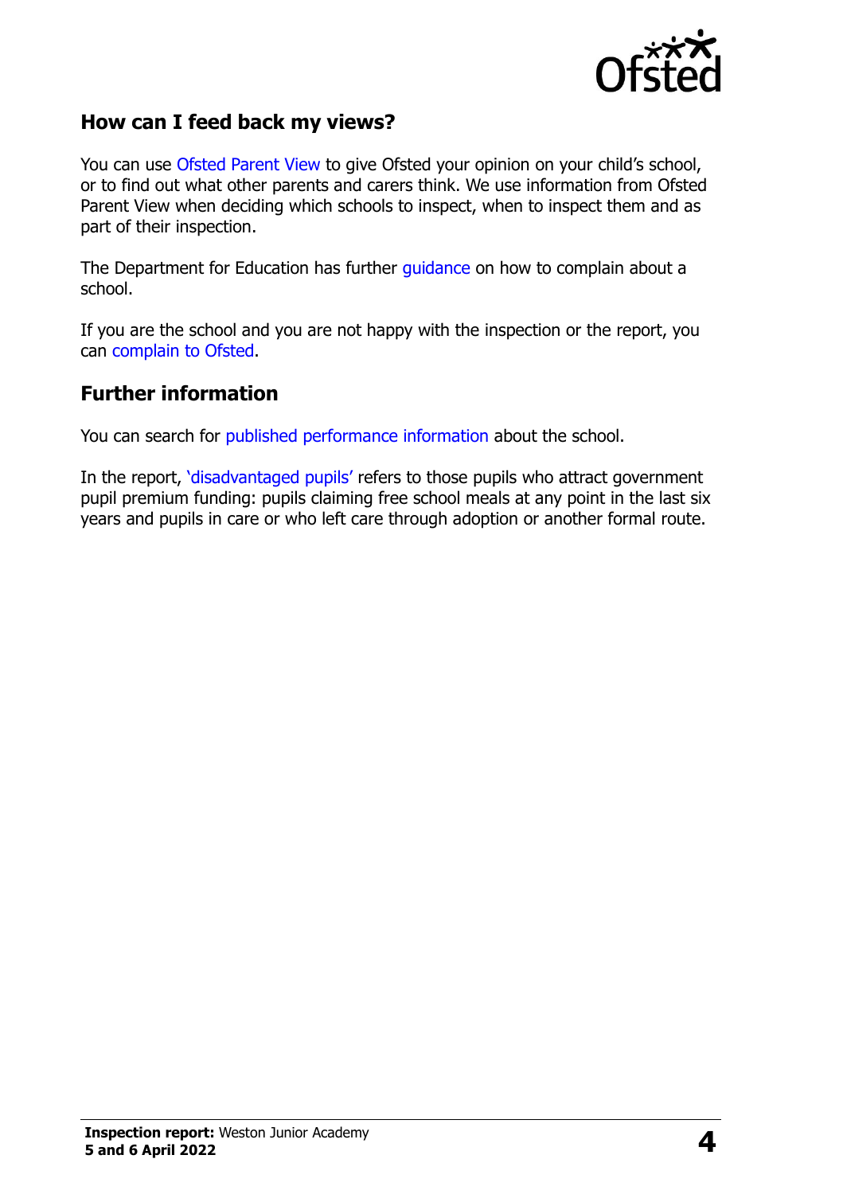## How can I feed back my views?

You can use Ofsted Parent View to give Ofsted your opinion on your child's school, or to find out what other parents and carers think. We use information from Ofsted Parent View when deciding which schools to inspect, when to inspect them and as part of their inspection.

The Department for Education has further guidance on how to complain about a school.

If you are the school and you are not happy with the inspection or the report, you can complain to Ofsted.

## Further information

You can search for published performance information about the school.

In the report, 'disadvantaged pupils' refers to those pupils who attract government pupil premium funding: pupils claiming free school meals at any point in the last six years and pupils in care or who left care through adoption or another formal route.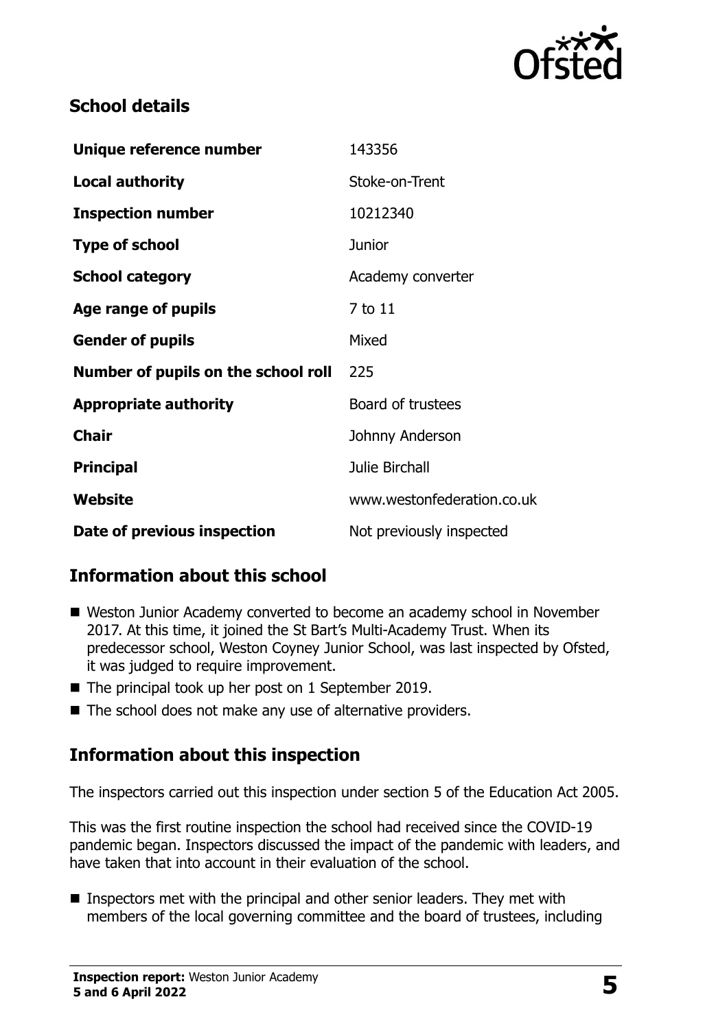## School details

| | |
|---|---|
| **Unique reference number** | 143356 |
| **Local authority** | Stoke-on-Trent |
| **Inspection number** | 10212340 |
| **Type of school** | Junior |
| **School category** | Academy converter |
| **Age range of pupils** | 7 to 11 |
| **Gender of pupils** | Mixed |
| **Number of pupils on the school roll** | 225 |
| **Appropriate authority** | Board of trustees |
| **Chair** | Johnny Anderson |
| **Principal** | Julie Birchall |
| **Website** | www.westonfederation.co.uk |
| **Date of previous inspection** | Not previously inspected |

## Information about this school

- Weston Junior Academy converted to become an academy school in November 2017. At this time, it joined the St Bart's Multi-Academy Trust. When its predecessor school, Weston Coyney Junior School, was last inspected by Ofsted, it was judged to require improvement.
- The principal took up her post on 1 September 2019.
- The school does not make any use of alternative providers.

## Information about this inspection

The inspectors carried out this inspection under section 5 of the Education Act 2005.

This was the first routine inspection the school had received since the COVID-19 pandemic began. Inspectors discussed the impact of the pandemic with leaders, and have taken that into account in their evaluation of the school.

- Inspectors met with the principal and other senior leaders. They met with members of the local governing committee and the board of trustees, including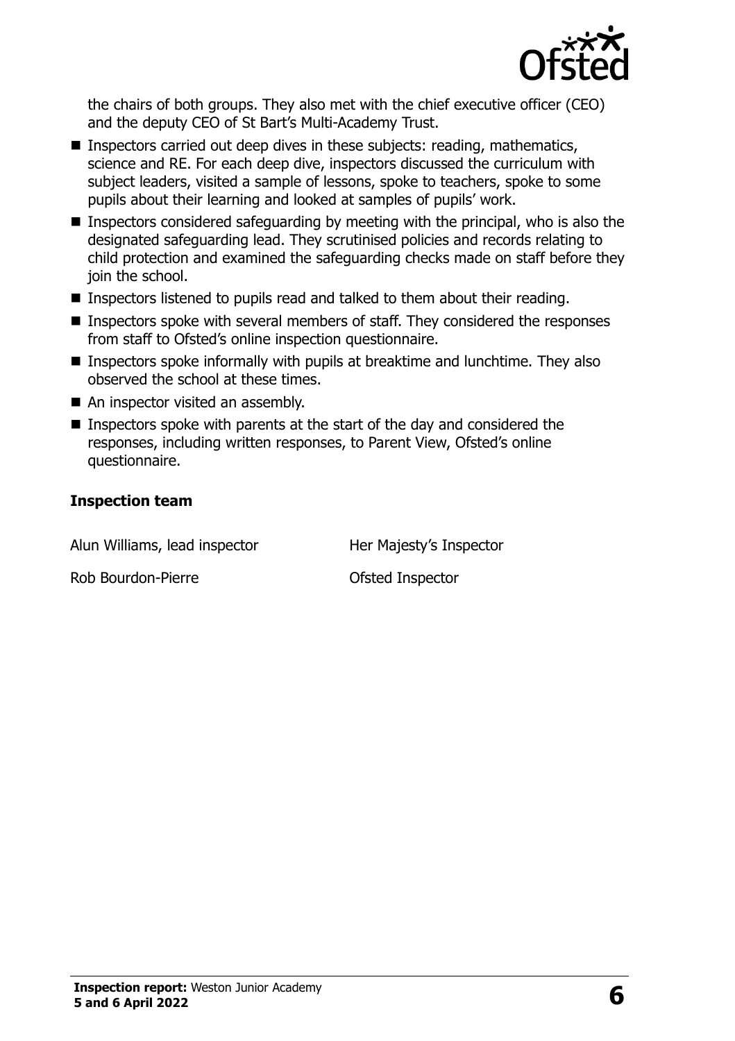the chairs of both groups. They also met with the chief executive officer (CEO) and the deputy CEO of St Bart's Multi-Academy Trust.

- Inspectors carried out deep dives in these subjects: reading, mathematics, science and RE. For each deep dive, inspectors discussed the curriculum with subject leaders, visited a sample of lessons, spoke to teachers, spoke to some pupils about their learning and looked at samples of pupils' work.
- Inspectors considered safeguarding by meeting with the principal, who is also the designated safeguarding lead. They scrutinised policies and records relating to child protection and examined the safeguarding checks made on staff before they join the school.
- Inspectors listened to pupils read and talked to them about their reading.
- Inspectors spoke with several members of staff. They considered the responses from staff to Ofsted's online inspection questionnaire.
- Inspectors spoke informally with pupils at breaktime and lunchtime. They also observed the school at these times.
- An inspector visited an assembly.
- Inspectors spoke with parents at the start of the day and considered the responses, including written responses, to Parent View, Ofsted's online questionnaire.

### Inspection team

| | |
|---|---|
| Alun Williams, lead inspector | Her Majesty's Inspector |
| Rob Bourdon-Pierre | Ofsted Inspector |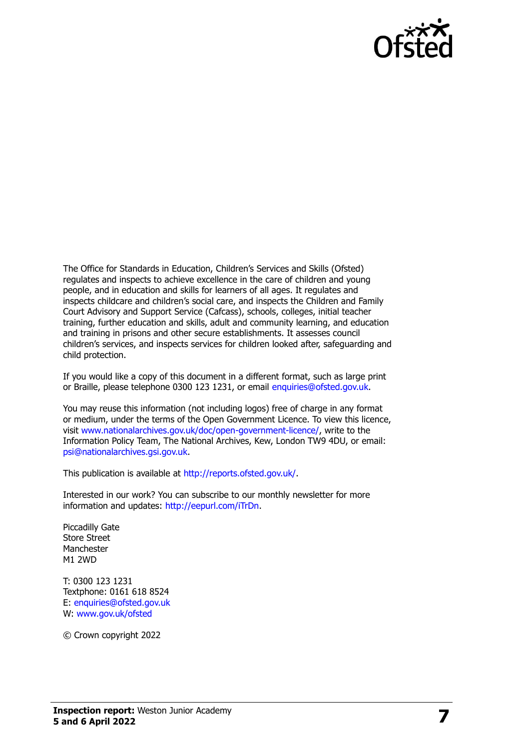The Office for Standards in Education, Children's Services and Skills (Ofsted) regulates and inspects to achieve excellence in the care of children and young people, and in education and skills for learners of all ages. It regulates and inspects childcare and children's social care, and inspects the Children and Family Court Advisory and Support Service (Cafcass), schools, colleges, initial teacher training, further education and skills, adult and community learning, and education and training in prisons and other secure establishments. It assesses council children's services, and inspects services for children looked after, safeguarding and child protection.

If you would like a copy of this document in a different format, such as large print or Braille, please telephone 0300 123 1231, or email enquiries@ofsted.gov.uk.

You may reuse this information (not including logos) free of charge in any format or medium, under the terms of the Open Government Licence. To view this licence, visit www.nationalarchives.gov.uk/doc/open-government-licence/, write to the Information Policy Team, The National Archives, Kew, London TW9 4DU, or email: psi@nationalarchives.gsi.gov.uk.

This publication is available at http://reports.ofsted.gov.uk/.

Interested in our work? You can subscribe to our monthly newsletter for more information and updates: http://eepurl.com/iTrDn.

Piccadilly Gate
Store Street
Manchester
M1 2WD

T: 0300 123 1231
Textphone: 0161 618 8524
E: enquiries@ofsted.gov.uk
W: www.gov.uk/ofsted

© Crown copyright 2022